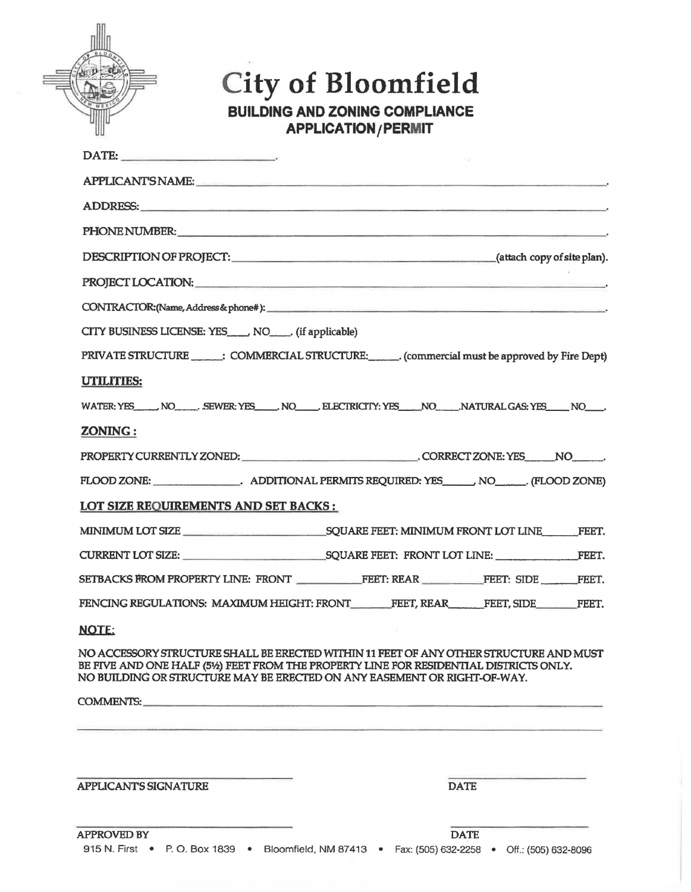# City of Bloomfield

## BUILDING AND ZONING COMPLIANCE APPLICATION/PERMIT

DATE: ______________________.

APPLICANT'S NAME: ______________________________________________.

ADDRESS: ______________________________________________.

PHONE NUMBER: ______________________________________________.

DESCRIPTION OF PROJECT: ______________________________(attach copy of site plan).

PROJECT LOCATION: ______________________________________________.

CONTRACTOR:(Name, Address & phone#): ______________________________________________.

CITY BUSINESS LICENSE: YES____, NO____. (if applicable)

PRIVATE STRUCTURE ______: COMMERCIAL STRUCTURE:______. (commercial must be approved by Fire Dept)

**UTILITIES:**

WATER: YES____, NO____. SEWER: YES____. NO____. ELECTRICITY: YES____NO____.NATURAL GAS: YES____ NO____.

**ZONING:**

PROPERTY CURRENTLY ZONED: ______________________. CORRECT ZONE: YES_____NO_____.

FLOOD ZONE: ______________. ADDITIONAL PERMITS REQUIRED: YES_____, NO_____. (FLOOD ZONE)

**LOT SIZE REQUIREMENTS AND SET BACKS:**

MINIMUM LOT SIZE ______________________SQUARE FEET: MINIMUM FRONT LOT LINE______FEET.

CURRENT LOT SIZE: ______________________SQUARE FEET: FRONT LOT LINE: ______________FEET.

SETBACKS FROM PROPERTY LINE: FRONT __________FEET: REAR __________FEET: SIDE ______FEET.

FENCING REGULATIONS: MAXIMUM HEIGHT: FRONT______FEET, REAR______FEET, SIDE______FEET.

**NOTE:**

NO ACCESSORY STRUCTURE SHALL BE ERECTED WITHIN 11 FEET OF ANY OTHER STRUCTURE AND MUST BE FIVE AND ONE HALF (5½) FEET FROM THE PROPERTY LINE FOR RESIDENTIAL DISTRICTS ONLY. NO BUILDING OR STRUCTURE MAY BE ERECTED ON ANY EASEMENT OR RIGHT-OF-WAY.

COMMENTS: ______________________________________________

______________________________________________

______________________________ ______________

APPLICANT'S SIGNATURE DATE

______________________________ ______________

APPROVED BY DATE

915 N. First • P. O. Box 1839 • Bloomfield, NM 87413 • Fax: (505) 632-2258 • Off.: (505) 632-8096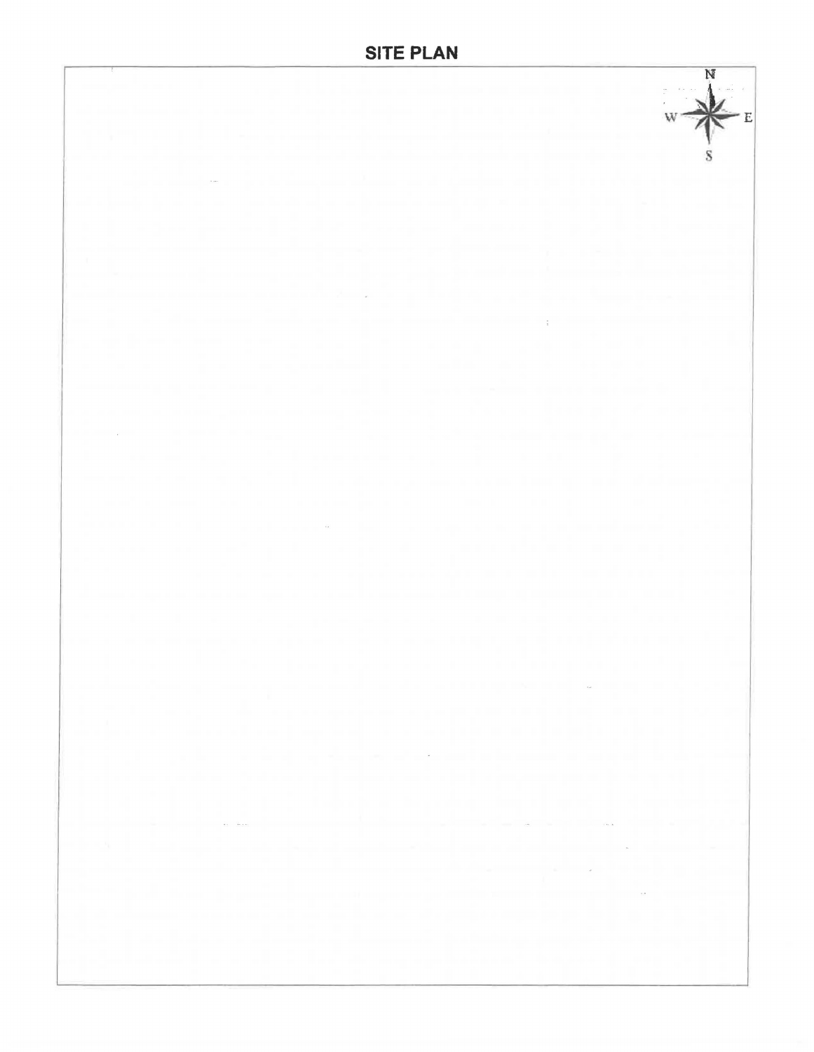# SITE PLAN

N

W E

S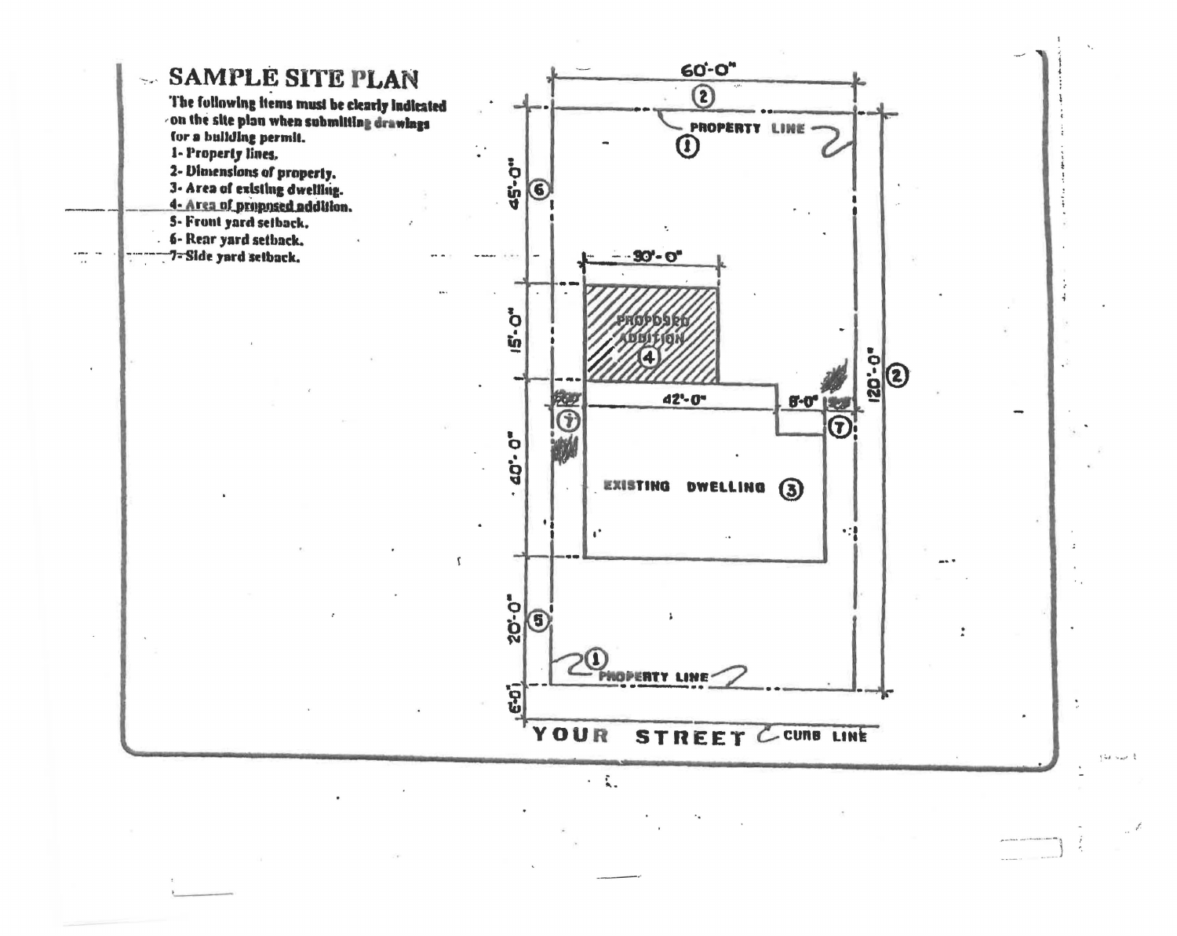# SAMPLE SITE PLAN

**The following items must be clearly indicated on the site plan when submitting drawings for a building permit.**

1- Property lines.
2- Dimensions of property.
3- Area of existing dwelling.
4- Area of proposed addition.
5- Front yard setback.
6- Rear yard setback.
7- Side yard setback.

60'-0"

(2)

PROPERTY LINE (1)

45'-0" (6)

30'-0"

15'-0"

PROPOSED ADDITION (4)

120'-0" (2)

42'-0"

8'-0"

(7)

(7)

40'-0"

EXISTING DWELLING (3)

20'-0" (5)

(1) PROPERTY LINE

6'-0"

YOUR STREET

CURB LINE